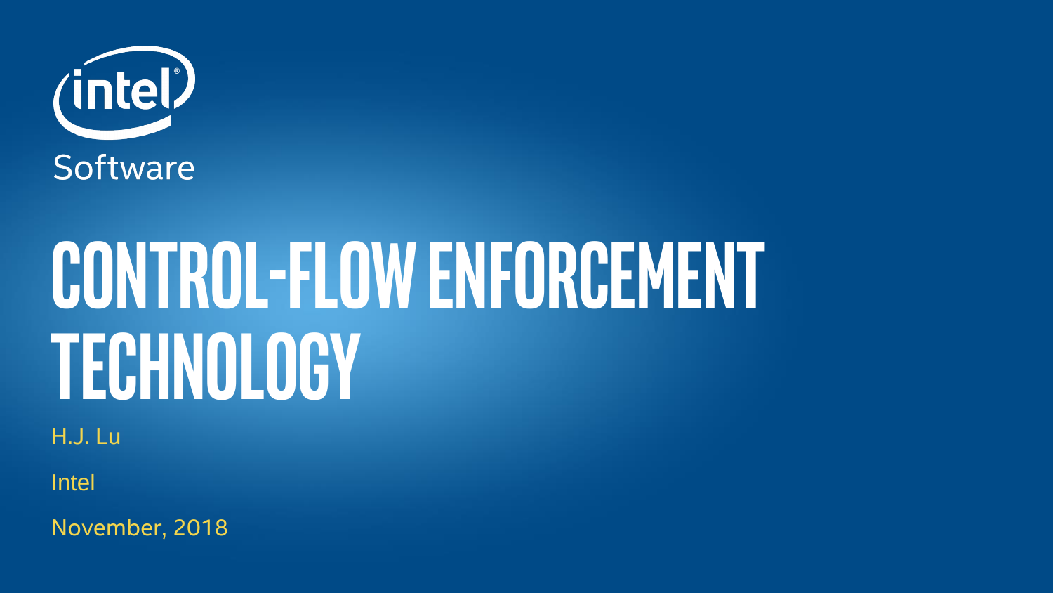intel

Software

# CONTROL-FLOW ENFORCEMENT TECHNOLOGY

H.J. Lu

Intel

November, 2018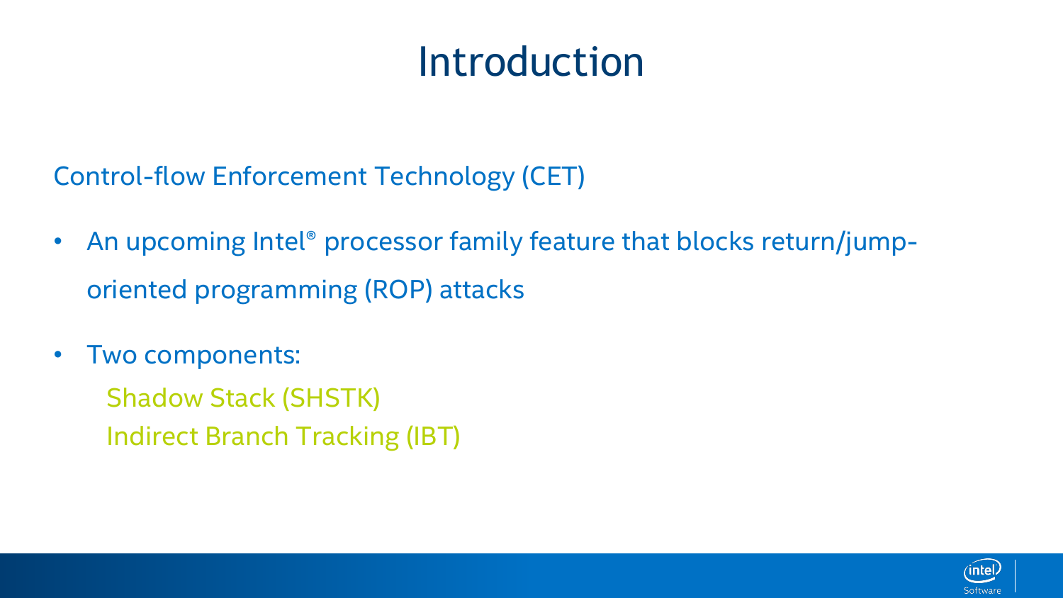# Introduction

Control-flow Enforcement Technology (CET)

- An upcoming Intel® processor family feature that blocks return/jump-oriented programming (ROP) attacks
- Two components:
  - Shadow Stack (SHSTK)
  - Indirect Branch Tracking (IBT)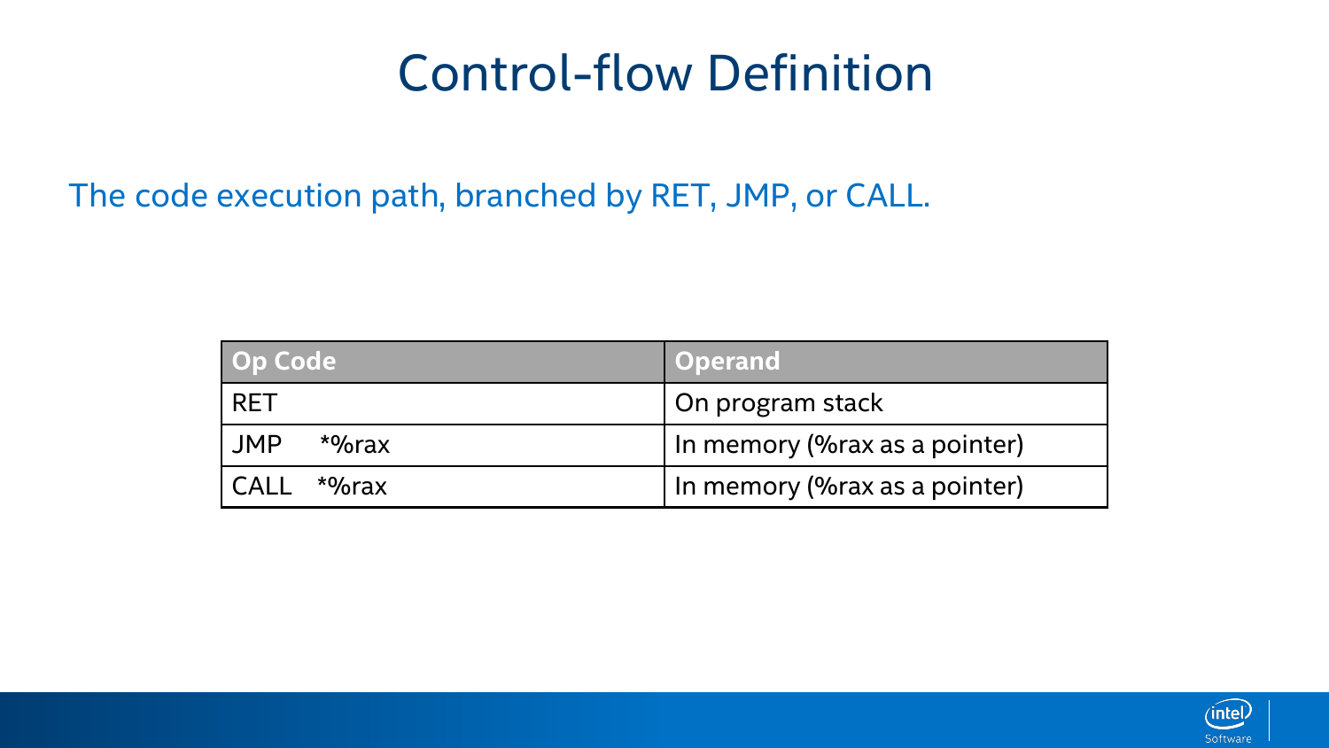# Control-flow Definition

The code execution path, branched by RET, JMP, or CALL.

| Op Code | Operand |
|---|---|
| RET | On program stack |
| JMP *%rax | In memory (%rax as a pointer) |
| CALL *%rax | In memory (%rax as a pointer) |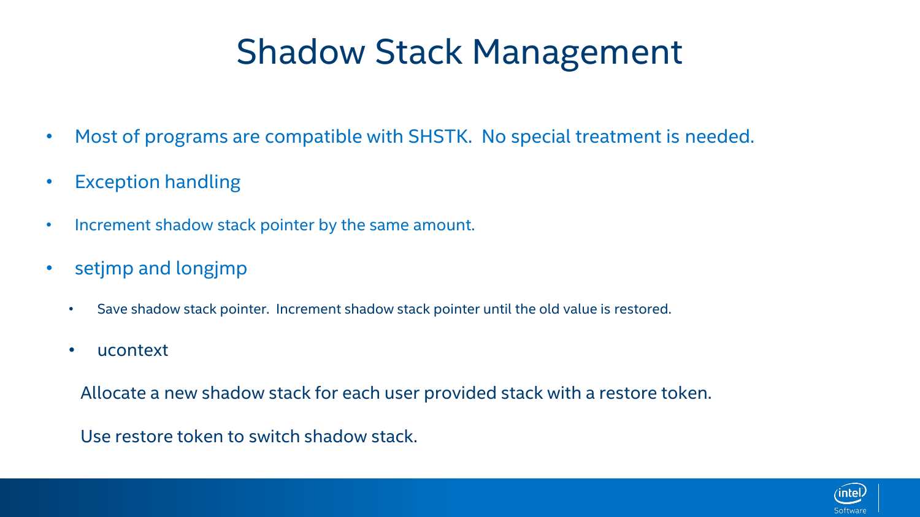# Shadow Stack Management

- Most of programs are compatible with SHSTK. No special treatment is needed.
- Exception handling
- Increment shadow stack pointer by the same amount.
- setjmp and longjmp
  - Save shadow stack pointer. Increment shadow stack pointer until the old value is restored.
  - ucontext

  Allocate a new shadow stack for each user provided stack with a restore token.

  Use restore token to switch shadow stack.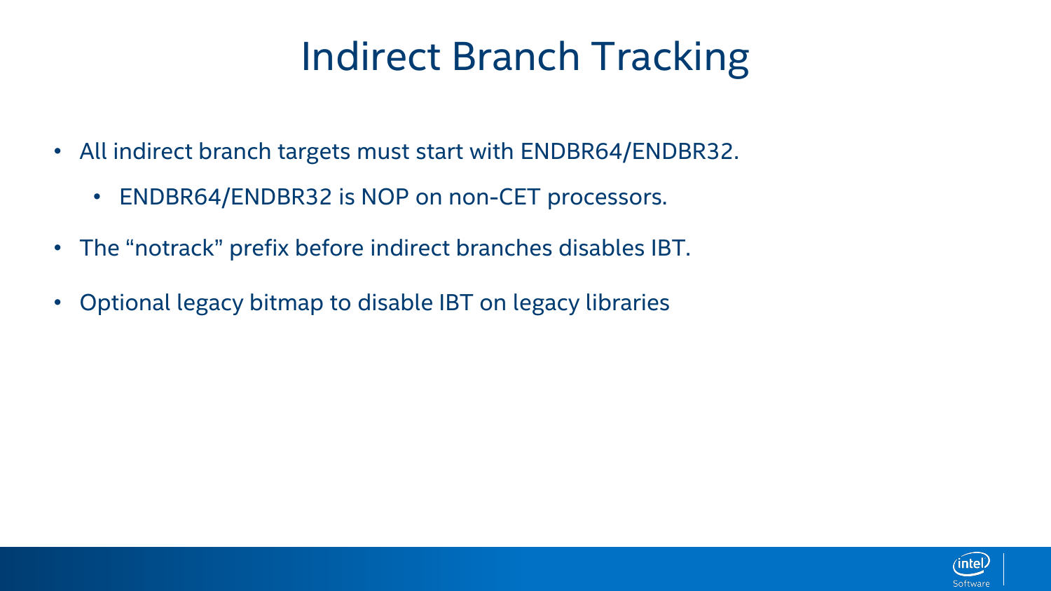# Indirect Branch Tracking

- All indirect branch targets must start with ENDBR64/ENDBR32.
  - ENDBR64/ENDBR32 is NOP on non-CET processors.
- The “notrack” prefix before indirect branches disables IBT.
- Optional legacy bitmap to disable IBT on legacy libraries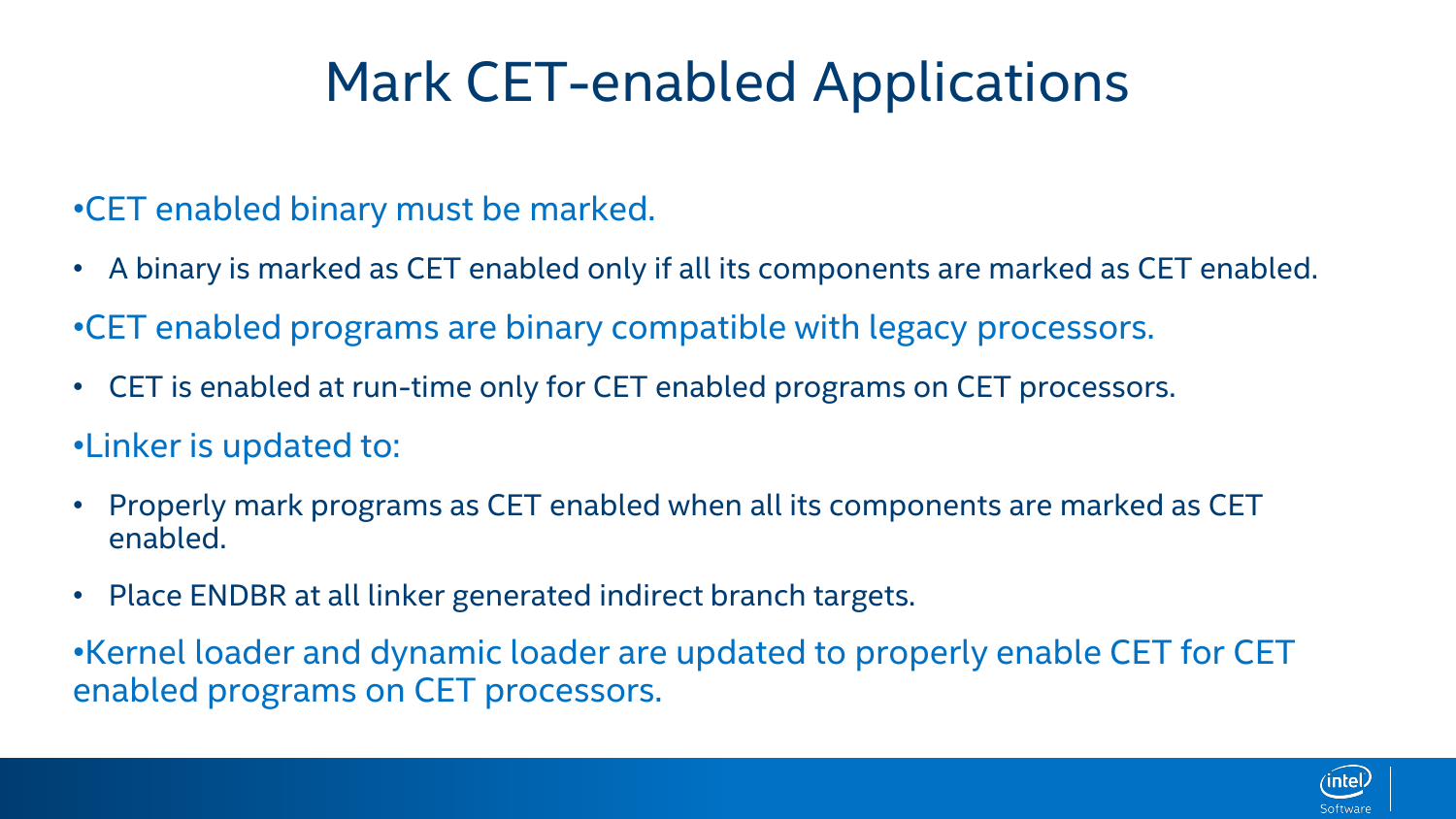# Mark CET-enabled Applications

- CET enabled binary must be marked.
  - A binary is marked as CET enabled only if all its components are marked as CET enabled.
- CET enabled programs are binary compatible with legacy processors.
  - CET is enabled at run-time only for CET enabled programs on CET processors.
- Linker is updated to:
  - Properly mark programs as CET enabled when all its components are marked as CET enabled.
  - Place ENDBR at all linker generated indirect branch targets.
- Kernel loader and dynamic loader are updated to properly enable CET for CET enabled programs on CET processors.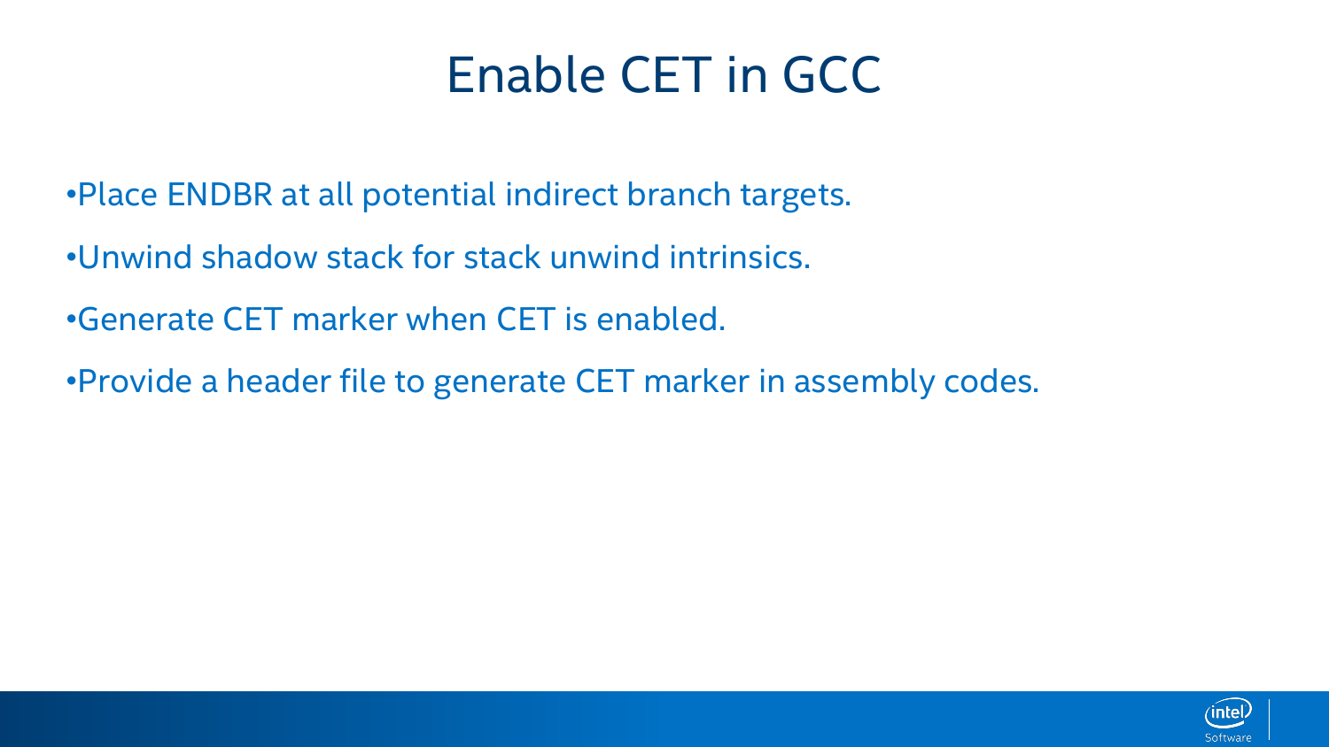# Enable CET in GCC

- Place ENDBR at all potential indirect branch targets.
- Unwind shadow stack for stack unwind intrinsics.
- Generate CET marker when CET is enabled.
- Provide a header file to generate CET marker in assembly codes.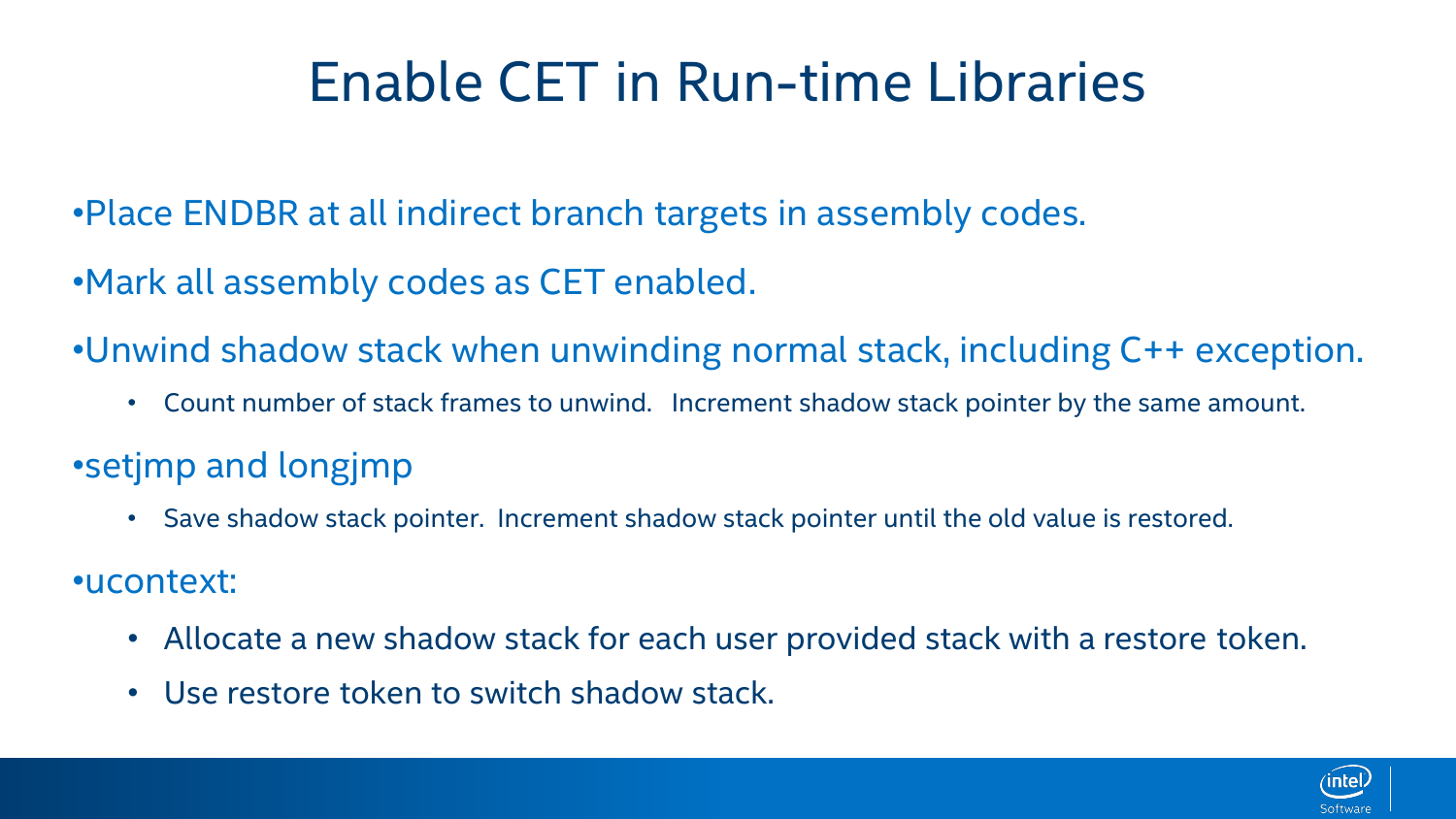# Enable CET in Run-time Libraries

- Place ENDBR at all indirect branch targets in assembly codes.
- Mark all assembly codes as CET enabled.
- Unwind shadow stack when unwinding normal stack, including C++ exception.
  - Count number of stack frames to unwind. Increment shadow stack pointer by the same amount.
- setjmp and longjmp
  - Save shadow stack pointer. Increment shadow stack pointer until the old value is restored.
- ucontext:
  - Allocate a new shadow stack for each user provided stack with a restore token.
  - Use restore token to switch shadow stack.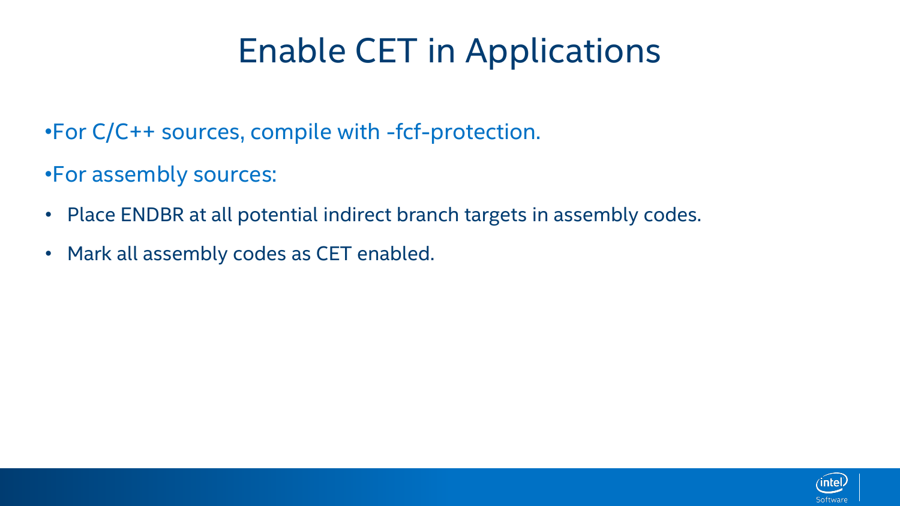# Enable CET in Applications

- For C/C++ sources, compile with -fcf-protection.
- For assembly sources:
  - Place ENDBR at all potential indirect branch targets in assembly codes.
  - Mark all assembly codes as CET enabled.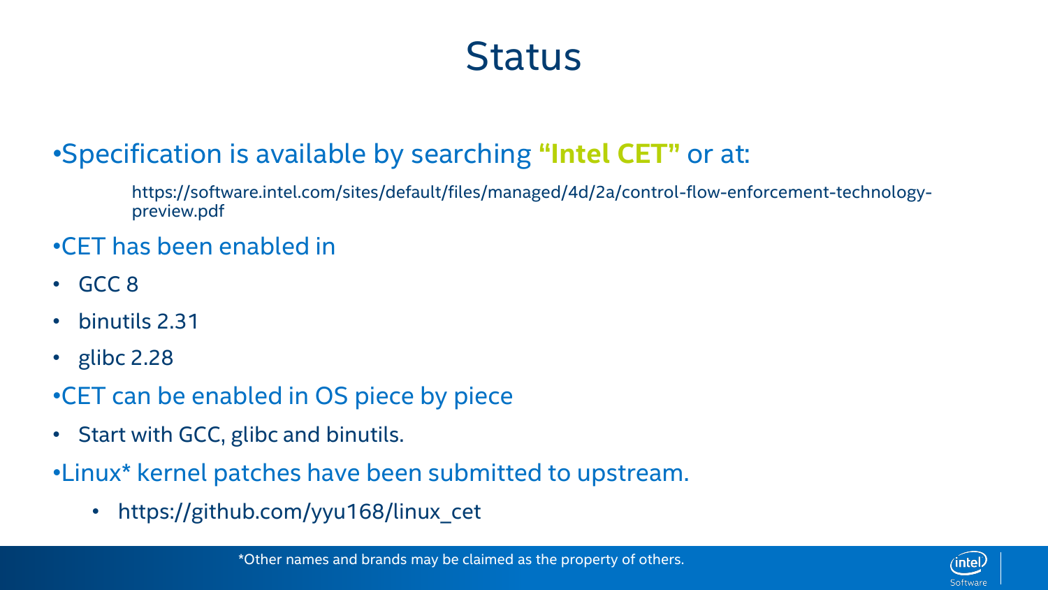# Status

- Specification is available by searching **"Intel CET"** or at:

  https://software.intel.com/sites/default/files/managed/4d/2a/control-flow-enforcement-technology-preview.pdf

- CET has been enabled in
- GCC 8
- binutils 2.31
- glibc 2.28
- CET can be enabled in OS piece by piece
- Start with GCC, glibc and binutils.
- Linux* kernel patches have been submitted to upstream.
  - https://github.com/yyu168/linux_cet

*Other names and brands may be claimed as the property of others.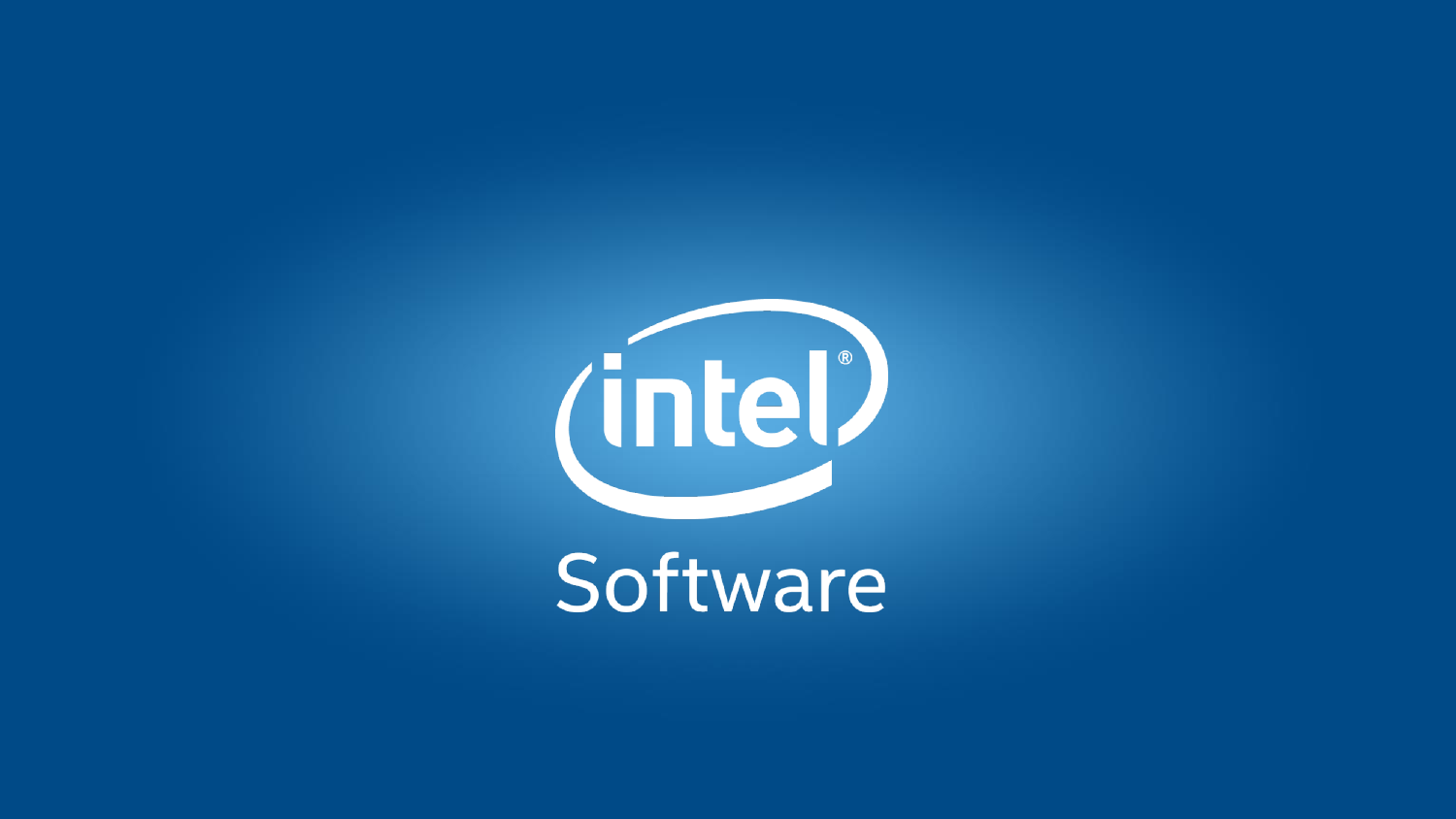intel®

Software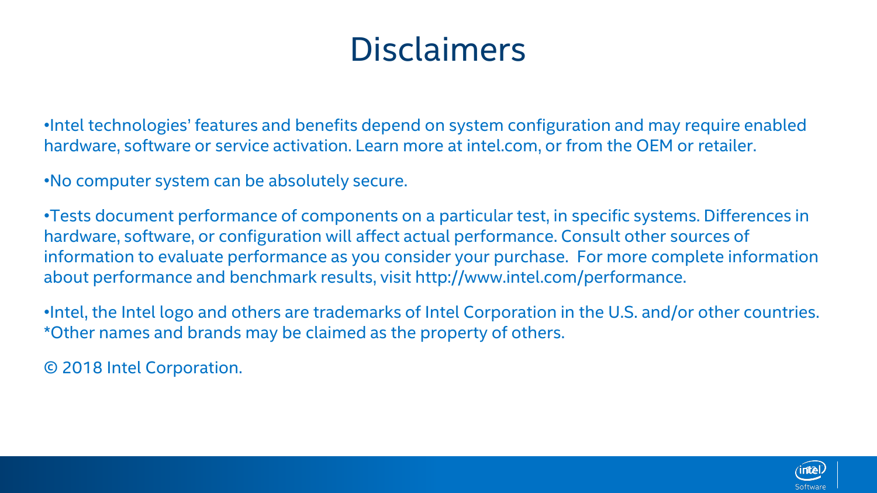# Disclaimers

•Intel technologies' features and benefits depend on system configuration and may require enabled hardware, software or service activation. Learn more at intel.com, or from the OEM or retailer.

•No computer system can be absolutely secure.

•Tests document performance of components on a particular test, in specific systems. Differences in hardware, software, or configuration will affect actual performance. Consult other sources of information to evaluate performance as you consider your purchase. For more complete information about performance and benchmark results, visit http://www.intel.com/performance.

•Intel, the Intel logo and others are trademarks of Intel Corporation in the U.S. and/or other countries. *Other names and brands may be claimed as the property of others.

© 2018 Intel Corporation.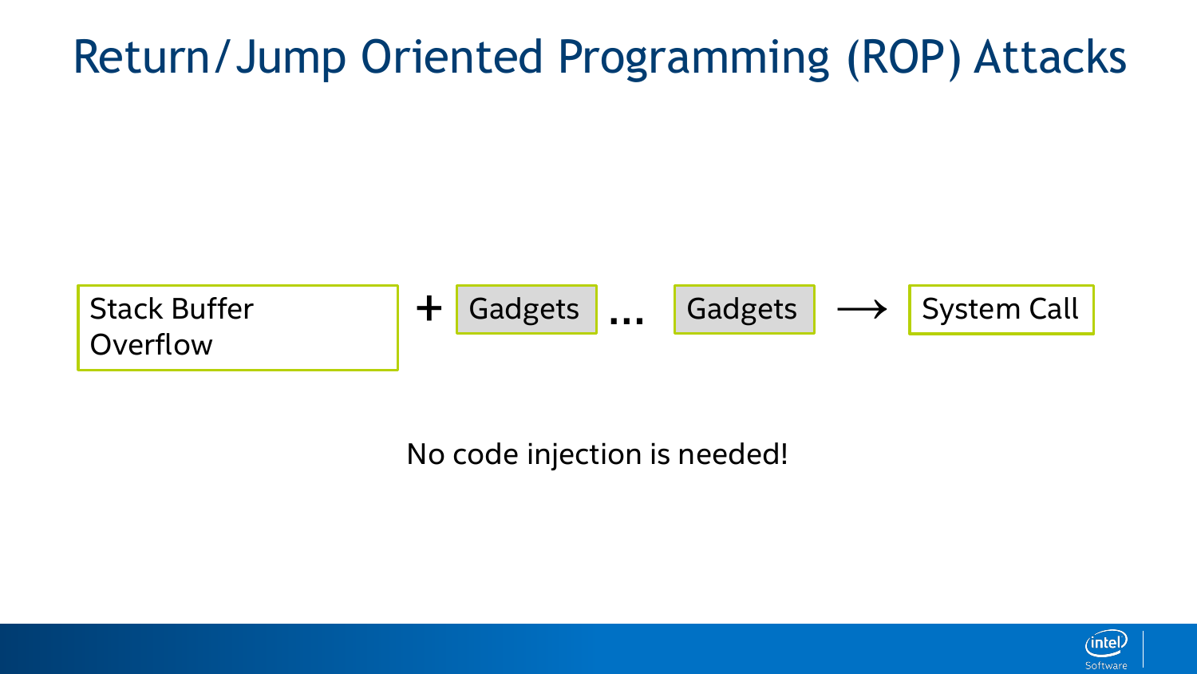# Return/Jump Oriented Programming (ROP) Attacks

Stack Buffer Overflow + Gadgets ... Gadgets ⟶ System Call

No code injection is needed!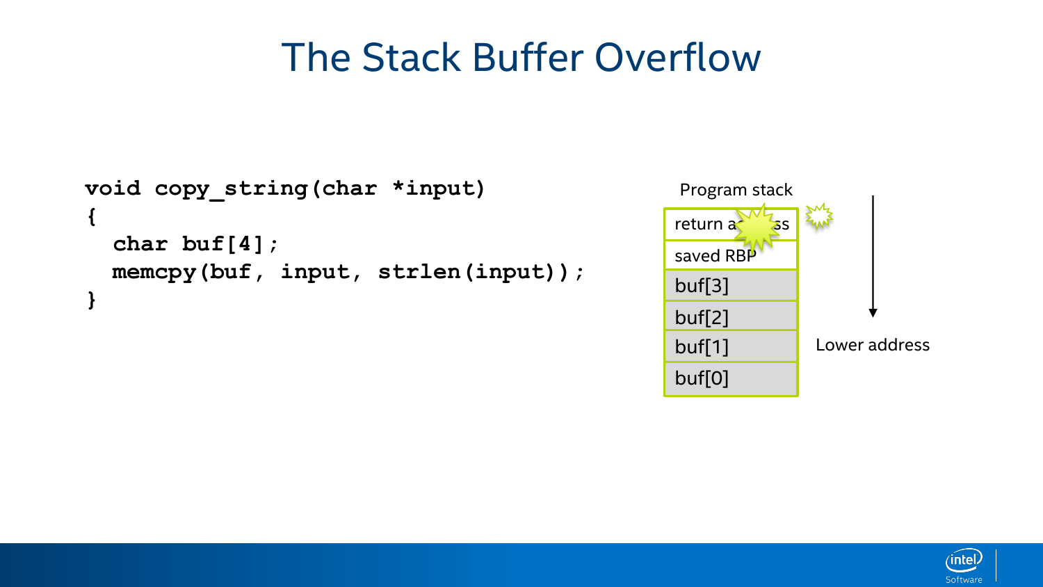# The Stack Buffer Overflow

```
void copy_string(char *input)
{
  char buf[4];
  memcpy(buf, input, strlen(input));
}
```

Program stack

| |
|---|
| return address |
| saved RBP |
| buf[3] |
| buf[2] |
| buf[1] |
| buf[0] |

Lower address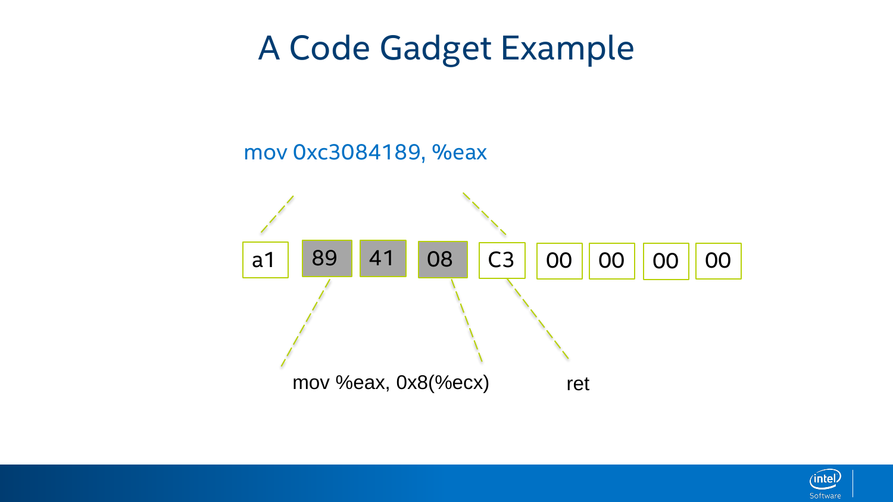# A Code Gadget Example

mov 0xc3084189, %eax

| a1 | 89 | 41 | 08 | C3 | 00 | 00 | 00 | 00 |
|---|---|---|---|---|---|---|---|---|

mov %eax, 0x8(%ecx)

ret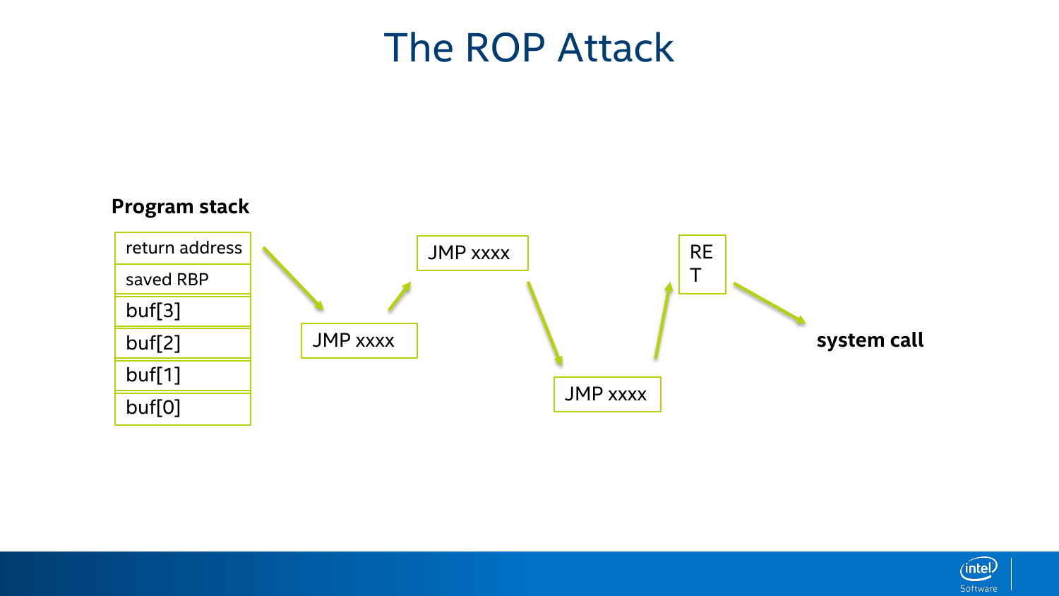# The ROP Attack

**Program stack**

| return address |
|---|
| saved RBP |
| buf[3] |
| buf[2] |
| buf[1] |
| buf[0] |

JMP xxxx

JMP xxxx

JMP xxxx

RE
T

**system call**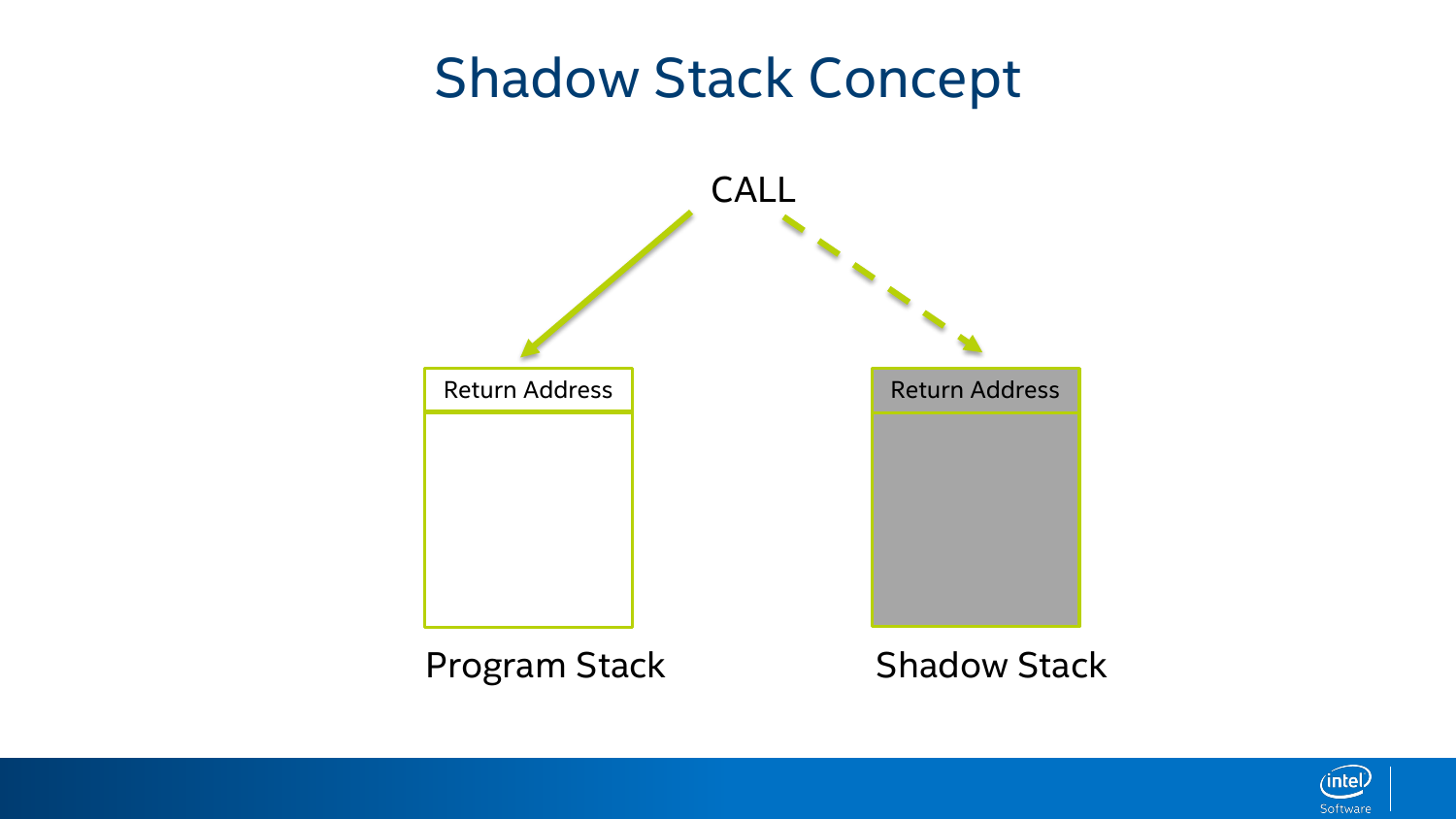# Shadow Stack Concept

CALL

Return Address

Program Stack

Return Address

Shadow Stack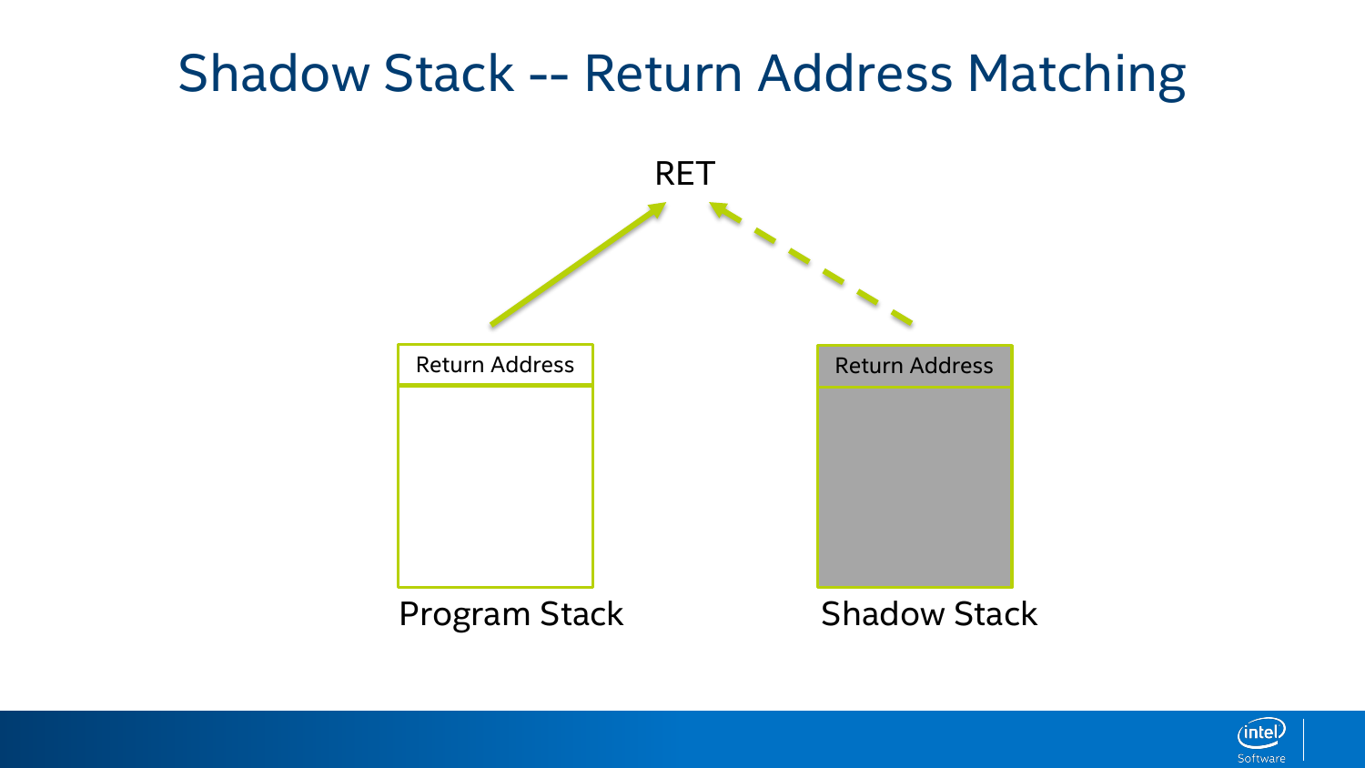# Shadow Stack -- Return Address Matching

RET

Return Address

Program Stack

Return Address

Shadow Stack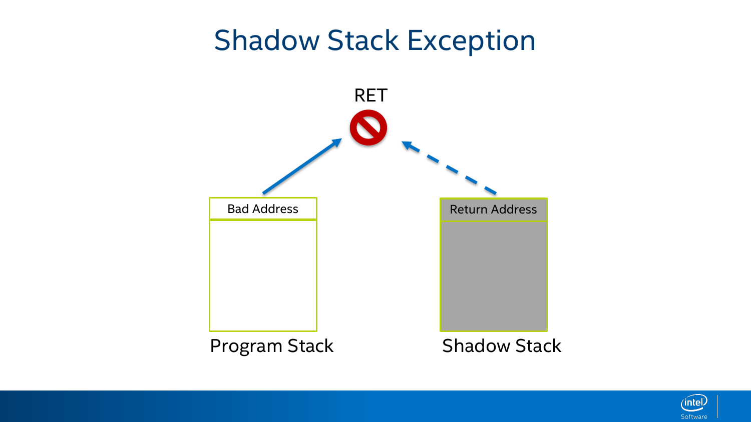# Shadow Stack Exception

RET

Bad Address

Program Stack

Return Address

Shadow Stack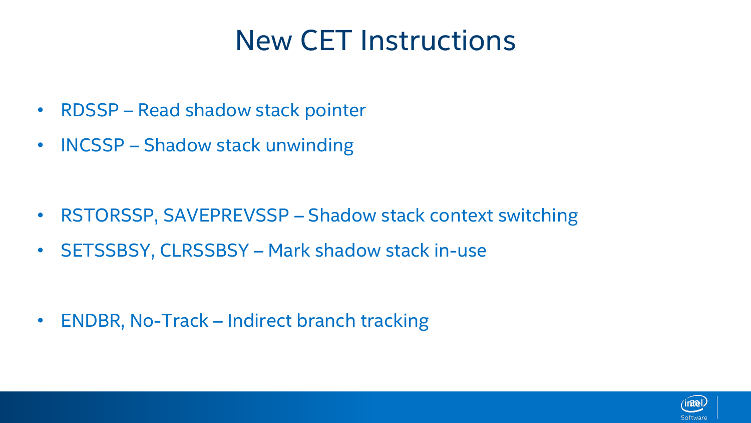# New CET Instructions

- RDSSP – Read shadow stack pointer
- INCSSP – Shadow stack unwinding

- RSTORSSP, SAVEPREVSSP – Shadow stack context switching
- SETSSBSY, CLRSSBSY – Mark shadow stack in-use

- ENDBR, No-Track – Indirect branch tracking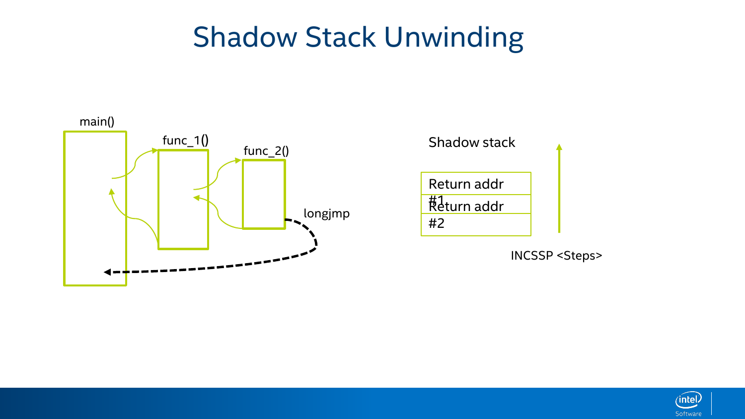# Shadow Stack Unwinding

main()

func_1()

func_2()

longjmp

Shadow stack

| Return addr #1 |
| --- |
| Return addr #2 |

INCSSP <Steps>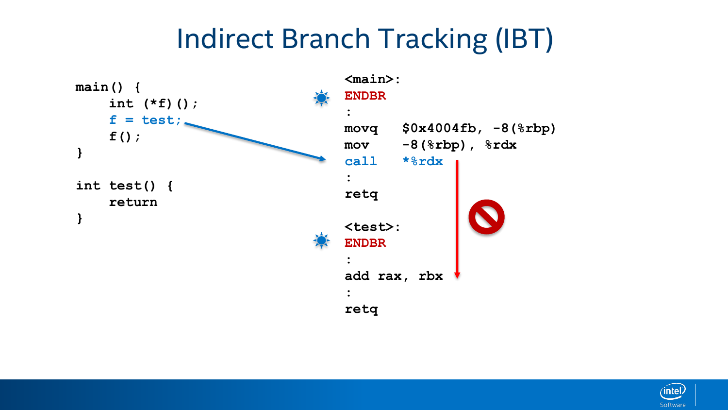# Indirect Branch Tracking (IBT)

```
main() {
    int (*f)();
    f = test;
    f();
}

int test() {
    return
}
```

```
<main>:
ENDBR
:
movq   $0x4004fb, -8(%rbp)
mov    -8(%rbp), %rdx
call   *%rdx
:
retq

<test>:
ENDBR
:
add rax, rbx
:
retq
```